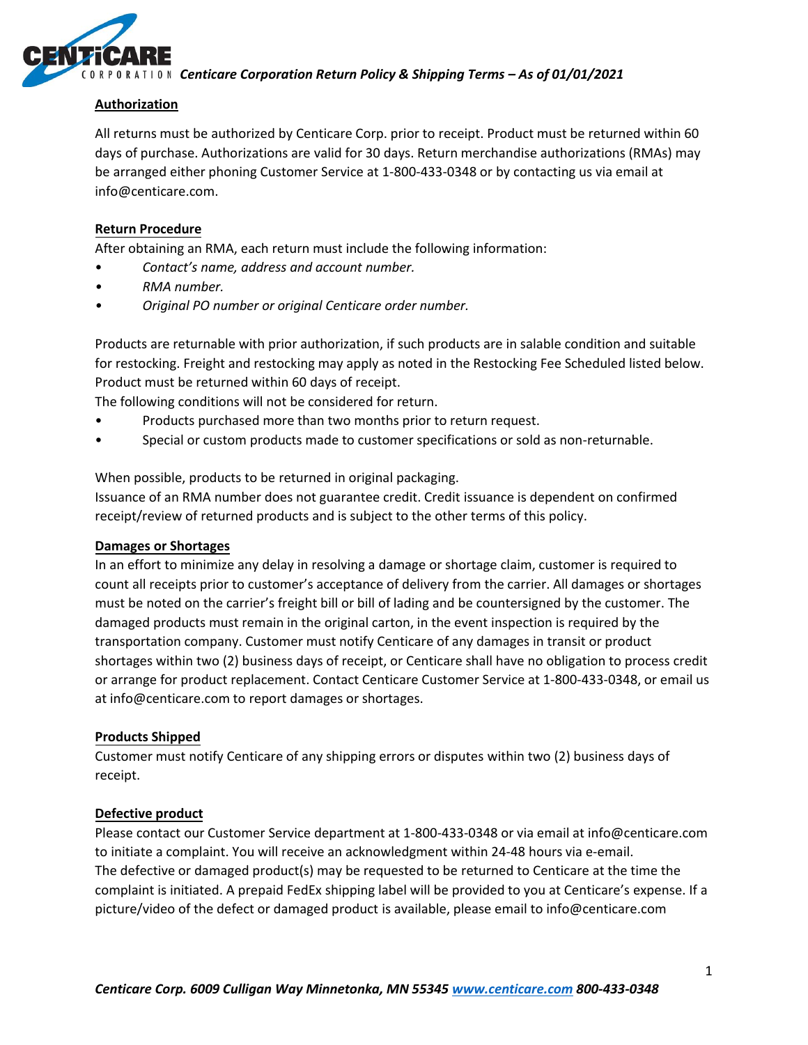*Centicare Corporation Return Policy & Shipping Terms – As of 01/01/2021*

## Authorization

All returns must be authorized by Centicare Corp. prior to receipt. Product must be returned within 60 days of purchase. Authorizations are valid for 30 days. Return merchandise authorizations (RMAs) may be arranged either phoning Customer Service at 1-800-433-0348 or by contacting us via email at info@centicare.com.

## Return Procedure

After obtaining an RMA, each return must include the following information:

- *Contact's name, address and account number.*
- *RMA number.*
- *Original PO number or original Centicare order number.*

Products are returnable with prior authorization, if such products are in salable condition and suitable for restocking. Freight and restocking may apply as noted in the Restocking Fee Scheduled listed below. Product must be returned within 60 days of receipt.
The following conditions will not be considered for return.

- Products purchased more than two months prior to return request.
- Special or custom products made to customer specifications or sold as non-returnable.

When possible, products to be returned in original packaging.
Issuance of an RMA number does not guarantee credit. Credit issuance is dependent on confirmed receipt/review of returned products and is subject to the other terms of this policy.

## Damages or Shortages

In an effort to minimize any delay in resolving a damage or shortage claim, customer is required to count all receipts prior to customer's acceptance of delivery from the carrier. All damages or shortages must be noted on the carrier's freight bill or bill of lading and be countersigned by the customer. The damaged products must remain in the original carton, in the event inspection is required by the transportation company. Customer must notify Centicare of any damages in transit or product shortages within two (2) business days of receipt, or Centicare shall have no obligation to process credit or arrange for product replacement. Contact Centicare Customer Service at 1-800-433-0348, or email us at info@centicare.com to report damages or shortages.

## Products Shipped

Customer must notify Centicare of any shipping errors or disputes within two (2) business days of receipt.

## Defective product

Please contact our Customer Service department at 1-800-433-0348 or via email at info@centicare.com to initiate a complaint. You will receive an acknowledgment within 24-48 hours via e-email.
The defective or damaged product(s) may be requested to be returned to Centicare at the time the complaint is initiated. A prepaid FedEx shipping label will be provided to you at Centicare's expense. If a picture/video of the defect or damaged product is available, please email to info@centicare.com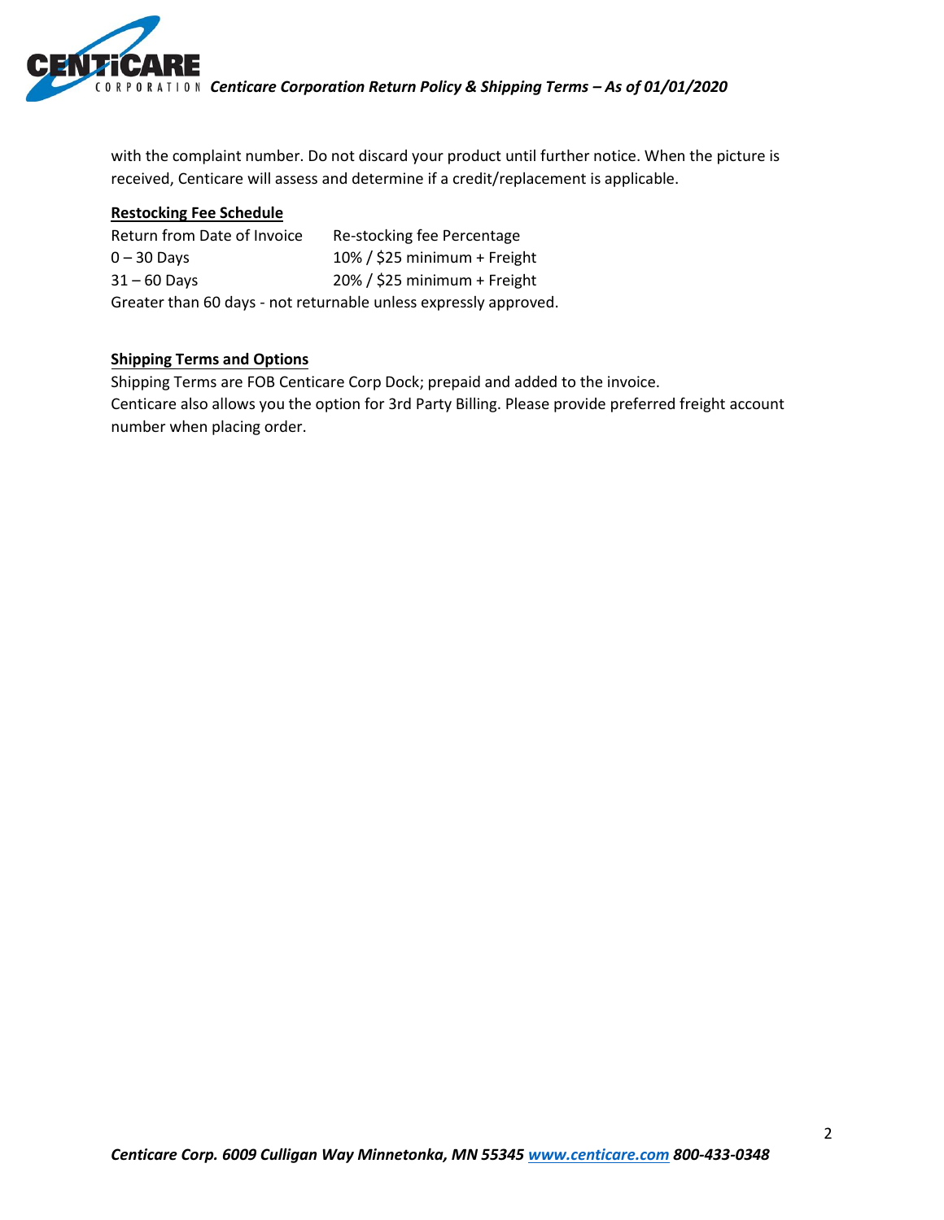with the complaint number. Do not discard your product until further notice. When the picture is received, Centicare will assess and determine if a credit/replacement is applicable.

**Restocking Fee Schedule**

| Return from Date of Invoice | Re-stocking fee Percentage |
| --- | --- |
| 0 – 30 Days | 10% / $25 minimum + Freight |
| 31 – 60 Days | 20% / $25 minimum + Freight |

Greater than 60 days - not returnable unless expressly approved.

**Shipping Terms and Options**

Shipping Terms are FOB Centicare Corp Dock; prepaid and added to the invoice.
Centicare also allows you the option for 3rd Party Billing. Please provide preferred freight account number when placing order.